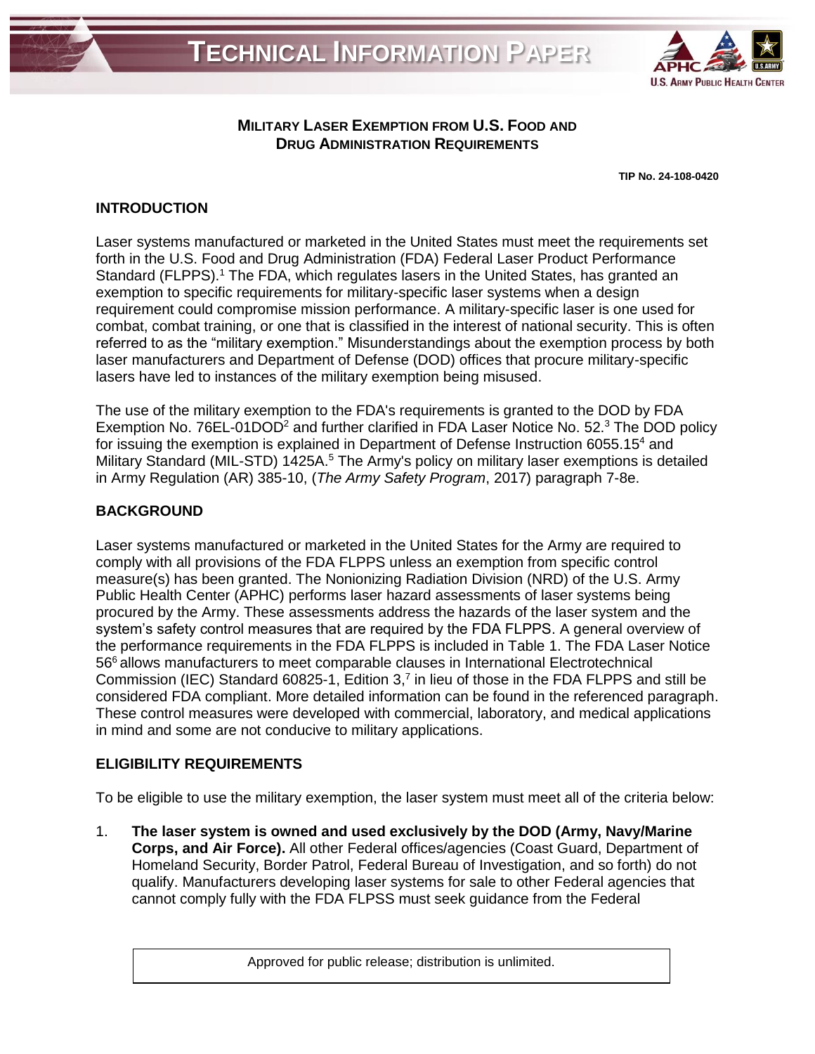# TECHNICAL INFORMATION PAPER

## MILITARY LASER EXEMPTION FROM U.S. FOOD AND DRUG ADMINISTRATION REQUIREMENTS

**TIP No. 24-108-0420**

### INTRODUCTION

Laser systems manufactured or marketed in the United States must meet the requirements set forth in the U.S. Food and Drug Administration (FDA) Federal Laser Product Performance Standard (FLPPS).[1] The FDA, which regulates lasers in the United States, has granted an exemption to specific requirements for military-specific laser systems when a design requirement could compromise mission performance. A military-specific laser is one used for combat, combat training, or one that is classified in the interest of national security. This is often referred to as the "military exemption." Misunderstandings about the exemption process by both laser manufacturers and Department of Defense (DOD) offices that procure military-specific lasers have led to instances of the military exemption being misused.

The use of the military exemption to the FDA's requirements is granted to the DOD by FDA Exemption No. 76EL-01DOD[2] and further clarified in FDA Laser Notice No. 52.[3] The DOD policy for issuing the exemption is explained in Department of Defense Instruction 6055.15[4] and Military Standard (MIL-STD) 1425A.[5] The Army's policy on military laser exemptions is detailed in Army Regulation (AR) 385-10, (*The Army Safety Program*, 2017) paragraph 7-8e.

### BACKGROUND

Laser systems manufactured or marketed in the United States for the Army are required to comply with all provisions of the FDA FLPPS unless an exemption from specific control measure(s) has been granted. The Nonionizing Radiation Division (NRD) of the U.S. Army Public Health Center (APHC) performs laser hazard assessments of laser systems being procured by the Army. These assessments address the hazards of the laser system and the system's safety control measures that are required by the FDA FLPPS. A general overview of the performance requirements in the FDA FLPPS is included in Table 1. The FDA Laser Notice 56[6] allows manufacturers to meet comparable clauses in International Electrotechnical Commission (IEC) Standard 60825-1, Edition 3,[7] in lieu of those in the FDA FLPPS and still be considered FDA compliant. More detailed information can be found in the referenced paragraph. These control measures were developed with commercial, laboratory, and medical applications in mind and some are not conducive to military applications.

### ELIGIBILITY REQUIREMENTS

To be eligible to use the military exemption, the laser system must meet all of the criteria below:

1. **The laser system is owned and used exclusively by the DOD (Army, Navy/Marine Corps, and Air Force).** All other Federal offices/agencies (Coast Guard, Department of Homeland Security, Border Patrol, Federal Bureau of Investigation, and so forth) do not qualify. Manufacturers developing laser systems for sale to other Federal agencies that cannot comply fully with the FDA FLPSS must seek guidance from the Federal

Approved for public release; distribution is unlimited.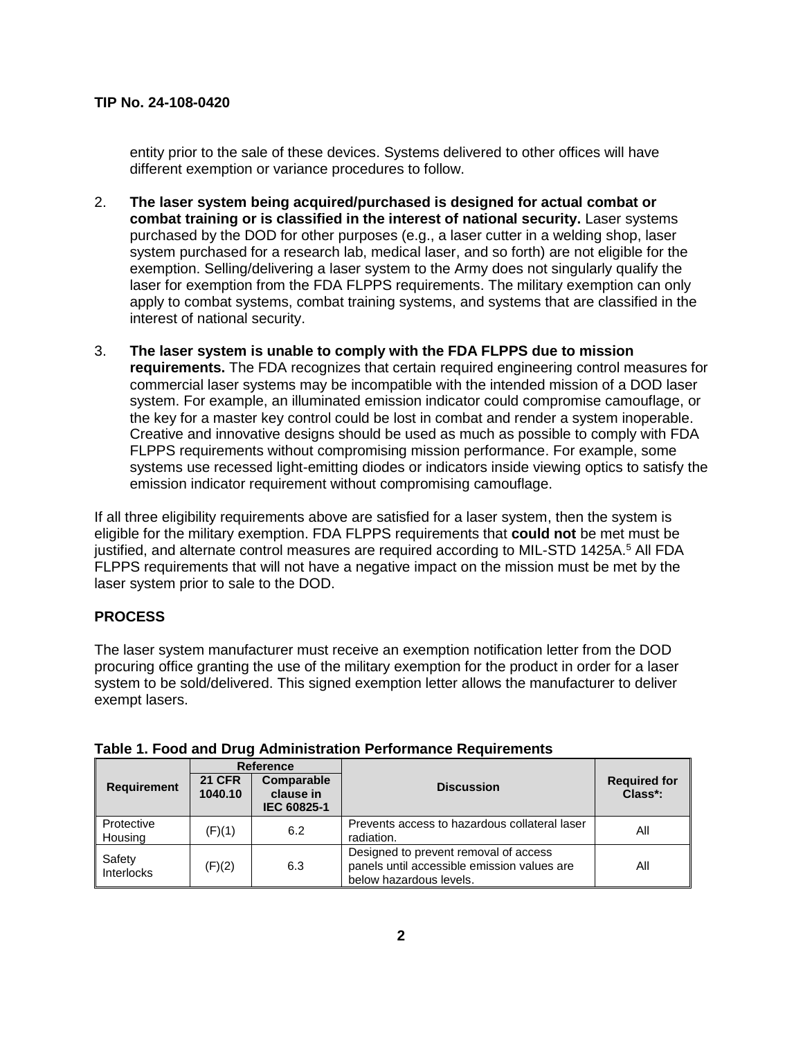entity prior to the sale of these devices. Systems delivered to other offices will have different exemption or variance procedures to follow.

2. **The laser system being acquired/purchased is designed for actual combat or combat training or is classified in the interest of national security.** Laser systems purchased by the DOD for other purposes (e.g., a laser cutter in a welding shop, laser system purchased for a research lab, medical laser, and so forth) are not eligible for the exemption. Selling/delivering a laser system to the Army does not singularly qualify the laser for exemption from the FDA FLPPS requirements. The military exemption can only apply to combat systems, combat training systems, and systems that are classified in the interest of national security.

3. **The laser system is unable to comply with the FDA FLPPS due to mission requirements.** The FDA recognizes that certain required engineering control measures for commercial laser systems may be incompatible with the intended mission of a DOD laser system. For example, an illuminated emission indicator could compromise camouflage, or the key for a master key control could be lost in combat and render a system inoperable. Creative and innovative designs should be used as much as possible to comply with FDA FLPPS requirements without compromising mission performance. For example, some systems use recessed light-emitting diodes or indicators inside viewing optics to satisfy the emission indicator requirement without compromising camouflage.

If all three eligibility requirements above are satisfied for a laser system, then the system is eligible for the military exemption. FDA FLPPS requirements that **could not** be met must be justified, and alternate control measures are required according to MIL-STD 1425A.[5] All FDA FLPPS requirements that will not have a negative impact on the mission must be met by the laser system prior to sale to the DOD.

## PROCESS

The laser system manufacturer must receive an exemption notification letter from the DOD procuring office granting the use of the military exemption for the product in order for a laser system to be sold/delivered. This signed exemption letter allows the manufacturer to deliver exempt lasers.

**Table 1. Food and Drug Administration Performance Requirements**

| Requirement | Reference | | Discussion | Required for Class*: |
|---|---|---|---|---|
| | 21 CFR 1040.10 | Comparable clause in IEC 60825-1 | | |
| Protective Housing | (F)(1) | 6.2 | Prevents access to hazardous collateral laser radiation. | All |
| Safety Interlocks | (F)(2) | 6.3 | Designed to prevent removal of access panels until accessible emission values are below hazardous levels. | All |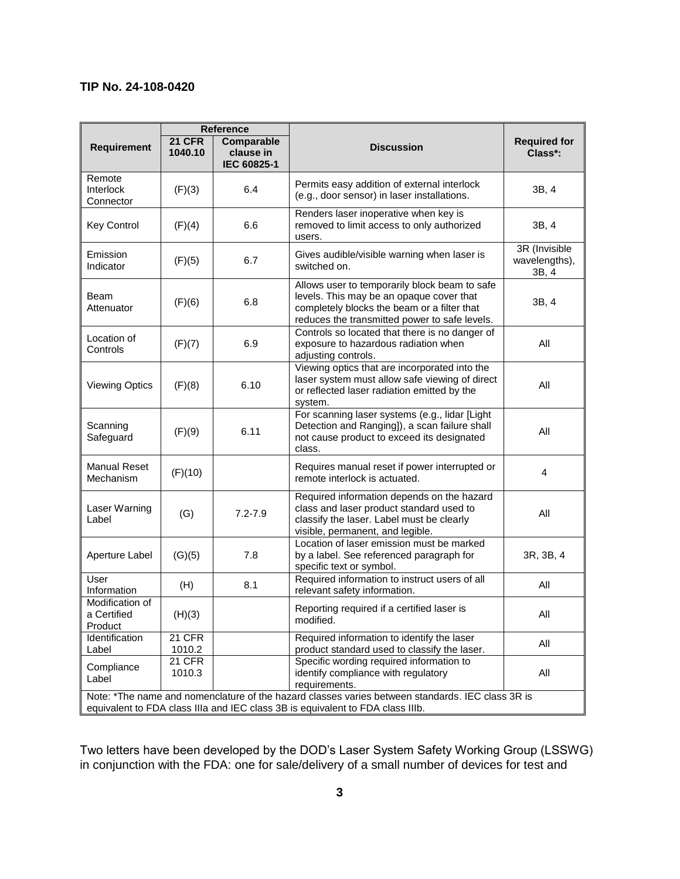**TIP No. 24-108-0420**

| Requirement | Reference | | Discussion | Required for Class*: |
|---|---|---|---|---|
| | 21 CFR 1040.10 | Comparable clause in IEC 60825-1 | | |
| Remote Interlock Connector | (F)(3) | 6.4 | Permits easy addition of external interlock (e.g., door sensor) in laser installations. | 3B, 4 |
| Key Control | (F)(4) | 6.6 | Renders laser inoperative when key is removed to limit access to only authorized users. | 3B, 4 |
| Emission Indicator | (F)(5) | 6.7 | Gives audible/visible warning when laser is switched on. | 3R (Invisible wavelengths), 3B, 4 |
| Beam Attenuator | (F)(6) | 6.8 | Allows user to temporarily block beam to safe levels. This may be an opaque cover that completely blocks the beam or a filter that reduces the transmitted power to safe levels. | 3B, 4 |
| Location of Controls | (F)(7) | 6.9 | Controls so located that there is no danger of exposure to hazardous radiation when adjusting controls. | All |
| Viewing Optics | (F)(8) | 6.10 | Viewing optics that are incorporated into the laser system must allow safe viewing of direct or reflected laser radiation emitted by the system. | All |
| Scanning Safeguard | (F)(9) | 6.11 | For scanning laser systems (e.g., lidar [Light Detection and Ranging]), a scan failure shall not cause product to exceed its designated class. | All |
| Manual Reset Mechanism | (F)(10) | | Requires manual reset if power interrupted or remote interlock is actuated. | 4 |
| Laser Warning Label | (G) | 7.2-7.9 | Required information depends on the hazard class and laser product standard used to classify the laser. Label must be clearly visible, permanent, and legible. | All |
| Aperture Label | (G)(5) | 7.8 | Location of laser emission must be marked by a label. See referenced paragraph for specific text or symbol. | 3R, 3B, 4 |
| User Information | (H) | 8.1 | Required information to instruct users of all relevant safety information. | All |
| Modification of a Certified Product | (H)(3) | | Reporting required if a certified laser is modified. | All |
| Identification Label | 21 CFR 1010.2 | | Required information to identify the laser product standard used to classify the laser. | All |
| Compliance Label | 21 CFR 1010.3 | | Specific wording required information to identify compliance with regulatory requirements. | All |
| Note: *The name and nomenclature of the hazard classes varies between standards. IEC class 3R is equivalent to FDA class IIIa and IEC class 3B is equivalent to FDA class IIIb. | | | | |

Two letters have been developed by the DOD's Laser System Safety Working Group (LSSWG) in conjunction with the FDA: one for sale/delivery of a small number of devices for test and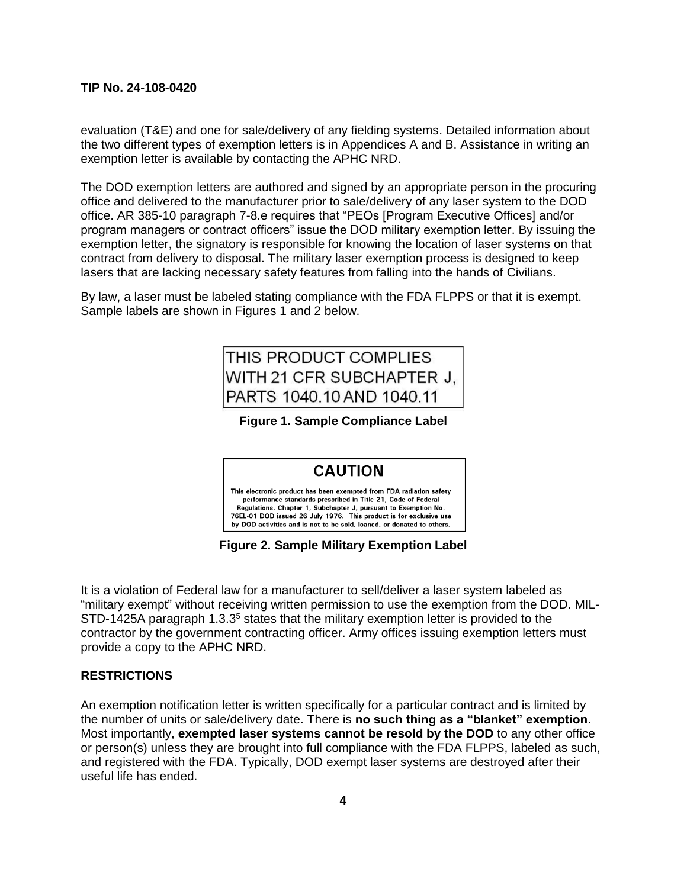evaluation (T&E) and one for sale/delivery of any fielding systems. Detailed information about the two different types of exemption letters is in Appendices A and B. Assistance in writing an exemption letter is available by contacting the APHC NRD.

The DOD exemption letters are authored and signed by an appropriate person in the procuring office and delivered to the manufacturer prior to sale/delivery of any laser system to the DOD office. AR 385-10 paragraph 7-8.e requires that "PEOs [Program Executive Offices] and/or program managers or contract officers" issue the DOD military exemption letter. By issuing the exemption letter, the signatory is responsible for knowing the location of laser systems on that contract from delivery to disposal. The military laser exemption process is designed to keep lasers that are lacking necessary safety features from falling into the hands of Civilians.

By law, a laser must be labeled stating compliance with the FDA FLPPS or that it is exempt. Sample labels are shown in Figures 1 and 2 below.

THIS PRODUCT COMPLIES WITH 21 CFR SUBCHAPTER J, PARTS 1040.10 AND 1040.11

**Figure 1. Sample Compliance Label**

**CAUTION**

This electronic product has been exempted from FDA radiation safety performance standards prescribed in Title 21, Code of Federal Regulations, Chapter 1, Subchapter J, pursuant to Exemption No. 76EL-01 DOD issued 26 July 1976. This product is for exclusive use by DOD activities and is not to be sold, loaned, or donated to others.

**Figure 2. Sample Military Exemption Label**

It is a violation of Federal law for a manufacturer to sell/deliver a laser system labeled as "military exempt" without receiving written permission to use the exemption from the DOD. MIL-STD-1425A paragraph 1.3.3[5] states that the military exemption letter is provided to the contractor by the government contracting officer. Army offices issuing exemption letters must provide a copy to the APHC NRD.

## RESTRICTIONS

An exemption notification letter is written specifically for a particular contract and is limited by the number of units or sale/delivery date. There is **no such thing as a "blanket" exemption**. Most importantly, **exempted laser systems cannot be resold by the DOD** to any other office or person(s) unless they are brought into full compliance with the FDA FLPPS, labeled as such, and registered with the FDA. Typically, DOD exempt laser systems are destroyed after their useful life has ended.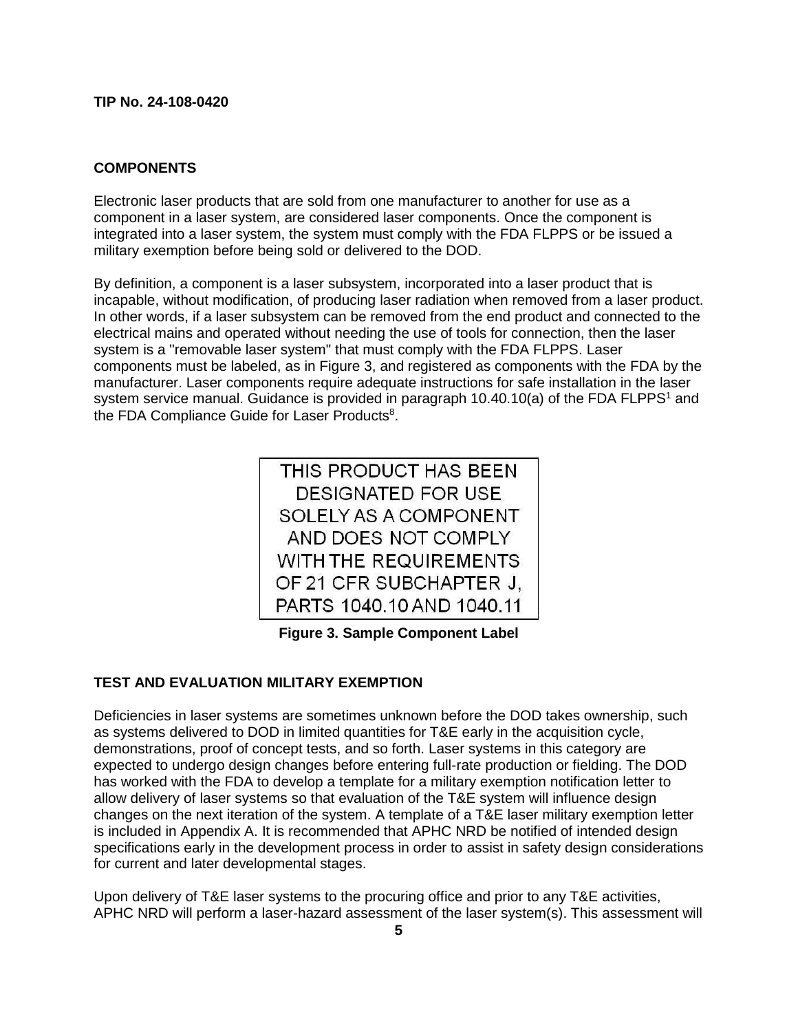## COMPONENTS

Electronic laser products that are sold from one manufacturer to another for use as a component in a laser system, are considered laser components. Once the component is integrated into a laser system, the system must comply with the FDA FLPPS or be issued a military exemption before being sold or delivered to the DOD.

By definition, a component is a laser subsystem, incorporated into a laser product that is incapable, without modification, of producing laser radiation when removed from a laser product. In other words, if a laser subsystem can be removed from the end product and connected to the electrical mains and operated without needing the use of tools for connection, then the laser system is a "removable laser system" that must comply with the FDA FLPPS. Laser components must be labeled, as in Figure 3, and registered as components with the FDA by the manufacturer. Laser components require adequate instructions for safe installation in the laser system service manual. Guidance is provided in paragraph 10.40.10(a) of the FDA FLPPS[1] and the FDA Compliance Guide for Laser Products[8].

THIS PRODUCT HAS BEEN DESIGNATED FOR USE SOLELY AS A COMPONENT AND DOES NOT COMPLY WITH THE REQUIREMENTS OF 21 CFR SUBCHAPTER J, PARTS 1040.10 AND 1040.11

**Figure 3. Sample Component Label**

## TEST AND EVALUATION MILITARY EXEMPTION

Deficiencies in laser systems are sometimes unknown before the DOD takes ownership, such as systems delivered to DOD in limited quantities for T&E early in the acquisition cycle, demonstrations, proof of concept tests, and so forth. Laser systems in this category are expected to undergo design changes before entering full-rate production or fielding. The DOD has worked with the FDA to develop a template for a military exemption notification letter to allow delivery of laser systems so that evaluation of the T&E system will influence design changes on the next iteration of the system. A template of a T&E laser military exemption letter is included in Appendix A. It is recommended that APHC NRD be notified of intended design specifications early in the development process in order to assist in safety design considerations for current and later developmental stages.

Upon delivery of T&E laser systems to the procuring office and prior to any T&E activities, APHC NRD will perform a laser-hazard assessment of the laser system(s). This assessment will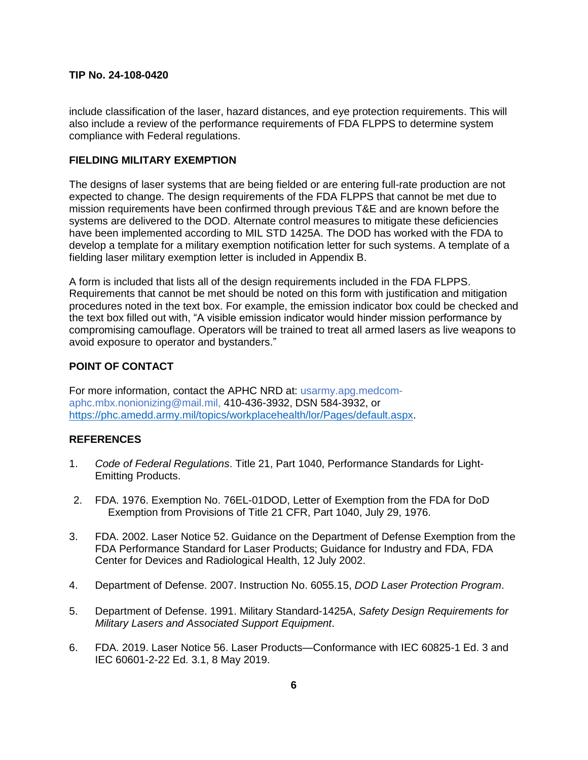include classification of the laser, hazard distances, and eye protection requirements. This will also include a review of the performance requirements of FDA FLPPS to determine system compliance with Federal regulations.

## FIELDING MILITARY EXEMPTION

The designs of laser systems that are being fielded or are entering full-rate production are not expected to change. The design requirements of the FDA FLPPS that cannot be met due to mission requirements have been confirmed through previous T&E and are known before the systems are delivered to the DOD. Alternate control measures to mitigate these deficiencies have been implemented according to MIL STD 1425A. The DOD has worked with the FDA to develop a template for a military exemption notification letter for such systems. A template of a fielding laser military exemption letter is included in Appendix B.

A form is included that lists all of the design requirements included in the FDA FLPPS. Requirements that cannot be met should be noted on this form with justification and mitigation procedures noted in the text box. For example, the emission indicator box could be checked and the text box filled out with, "A visible emission indicator would hinder mission performance by compromising camouflage. Operators will be trained to treat all armed lasers as live weapons to avoid exposure to operator and bystanders."

## POINT OF CONTACT

For more information, contact the APHC NRD at: usarmy.apg.medcom-aphc.mbx.nonionizing@mail.mil, 410-436-3932, DSN 584-3932, or https://phc.amedd.army.mil/topics/workplacehealth/lor/Pages/default.aspx.

## REFERENCES

1. *Code of Federal Regulations*. Title 21, Part 1040, Performance Standards for Light-Emitting Products.

2. FDA. 1976. Exemption No. 76EL-01DOD, Letter of Exemption from the FDA for DoD Exemption from Provisions of Title 21 CFR, Part 1040, July 29, 1976.

3. FDA. 2002. Laser Notice 52. Guidance on the Department of Defense Exemption from the FDA Performance Standard for Laser Products; Guidance for Industry and FDA, FDA Center for Devices and Radiological Health, 12 July 2002.

4. Department of Defense. 2007. Instruction No. 6055.15, *DOD Laser Protection Program*.

5. Department of Defense. 1991. Military Standard-1425A, *Safety Design Requirements for Military Lasers and Associated Support Equipment*.

6. FDA. 2019. Laser Notice 56. Laser Products—Conformance with IEC 60825-1 Ed. 3 and IEC 60601-2-22 Ed. 3.1, 8 May 2019.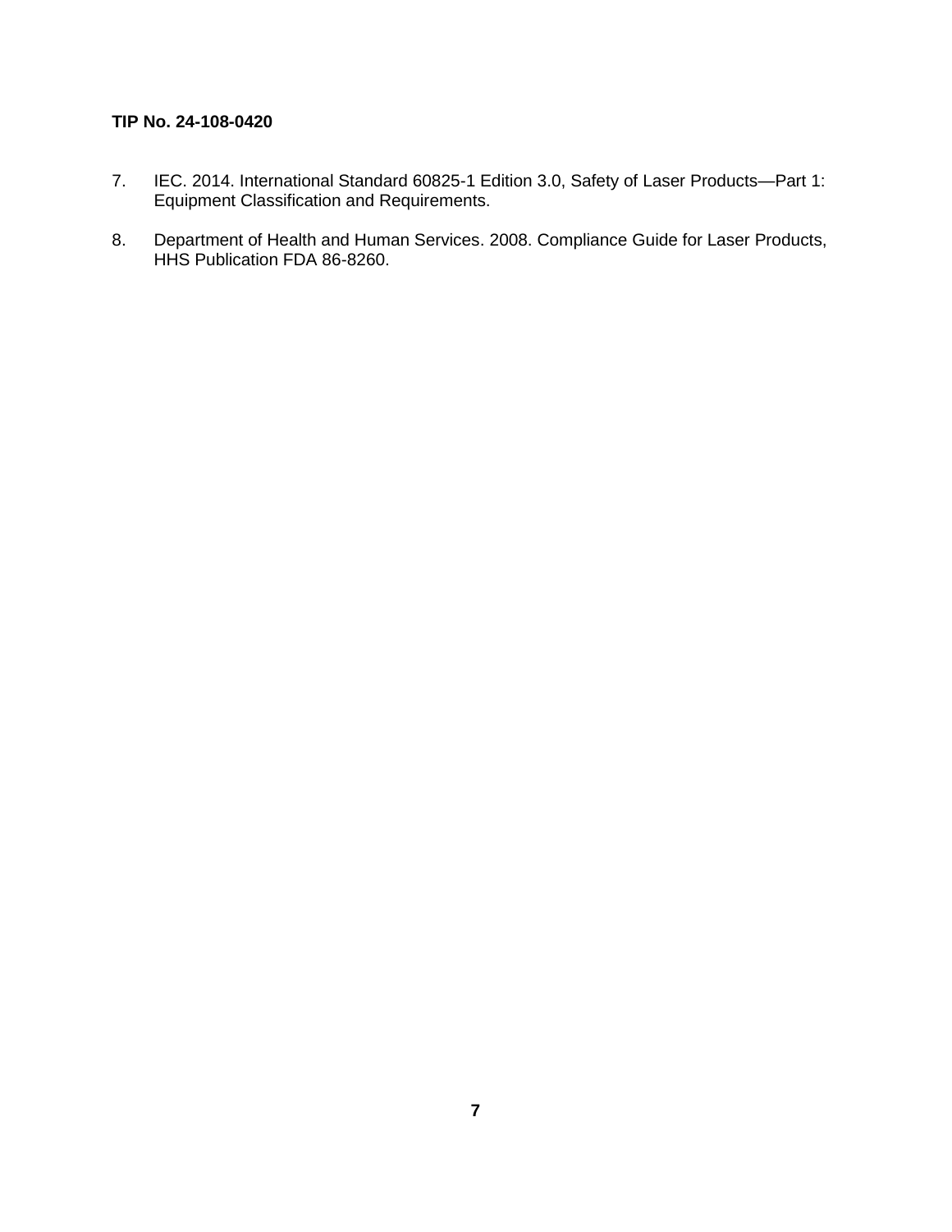7. IEC. 2014. International Standard 60825-1 Edition 3.0, Safety of Laser Products—Part 1: Equipment Classification and Requirements.

8. Department of Health and Human Services. 2008. Compliance Guide for Laser Products, HHS Publication FDA 86-8260.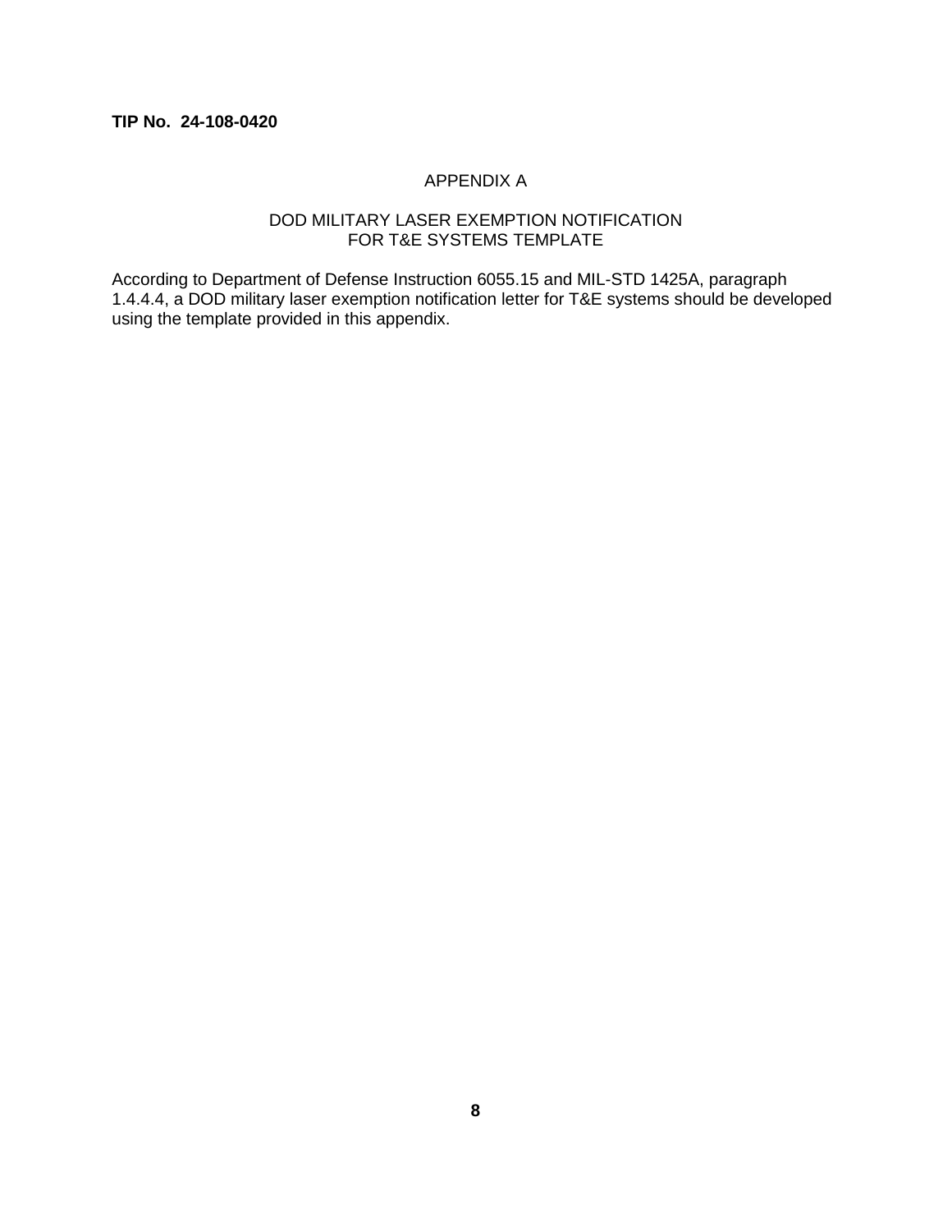**TIP No. 24-108-0420**

# APPENDIX A

## DOD MILITARY LASER EXEMPTION NOTIFICATION FOR T&E SYSTEMS TEMPLATE

According to Department of Defense Instruction 6055.15 and MIL-STD 1425A, paragraph 1.4.4.4, a DOD military laser exemption notification letter for T&E systems should be developed using the template provided in this appendix.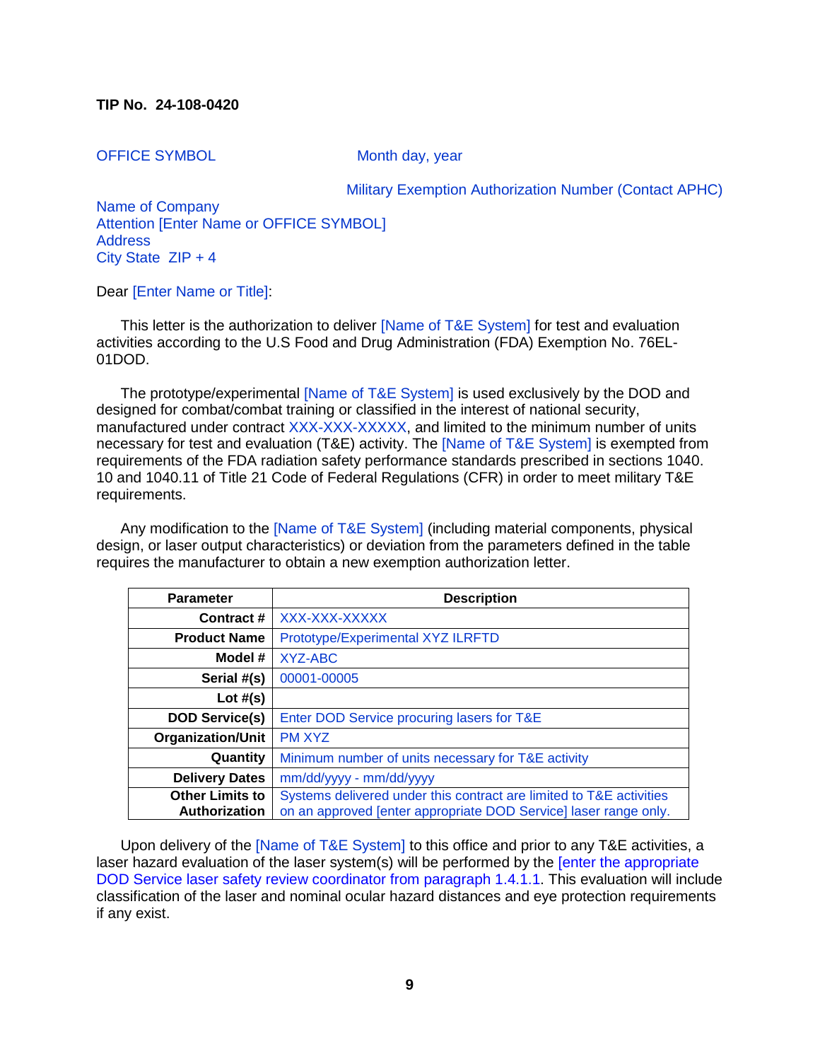**TIP No. 24-108-0420**

OFFICE SYMBOL Month day, year

Military Exemption Authorization Number (Contact APHC)

Name of Company
Attention [Enter Name or OFFICE SYMBOL]
Address
City State ZIP + 4

Dear [Enter Name or Title]:

This letter is the authorization to deliver [Name of T&E System] for test and evaluation activities according to the U.S Food and Drug Administration (FDA) Exemption No. 76EL-01DOD.

The prototype/experimental [Name of T&E System] is used exclusively by the DOD and designed for combat/combat training or classified in the interest of national security, manufactured under contract XXX-XXX-XXXXX, and limited to the minimum number of units necessary for test and evaluation (T&E) activity. The [Name of T&E System] is exempted from requirements of the FDA radiation safety performance standards prescribed in sections 1040.10 and 1040.11 of Title 21 Code of Federal Regulations (CFR) in order to meet military T&E requirements.

Any modification to the [Name of T&E System] (including material components, physical design, or laser output characteristics) or deviation from the parameters defined in the table requires the manufacturer to obtain a new exemption authorization letter.

| Parameter | Description |
|---:|---|
| **Contract #** | XXX-XXX-XXXXX |
| **Product Name** | Prototype/Experimental XYZ ILRFTD |
| **Model #** | XYZ-ABC |
| **Serial #(s)** | 00001-00005 |
| **Lot #(s)** | |
| **DOD Service(s)** | Enter DOD Service procuring lasers for T&E |
| **Organization/Unit** | PM XYZ |
| **Quantity** | Minimum number of units necessary for T&E activity |
| **Delivery Dates** | mm/dd/yyyy - mm/dd/yyyy |
| **Other Limits to Authorization** | Systems delivered under this contract are limited to T&E activities on an approved [enter appropriate DOD Service] laser range only. |

Upon delivery of the [Name of T&E System] to this office and prior to any T&E activities, a laser hazard evaluation of the laser system(s) will be performed by the [enter the appropriate DOD Service laser safety review coordinator from paragraph 1.4.1.1. This evaluation will include classification of the laser and nominal ocular hazard distances and eye protection requirements if any exist.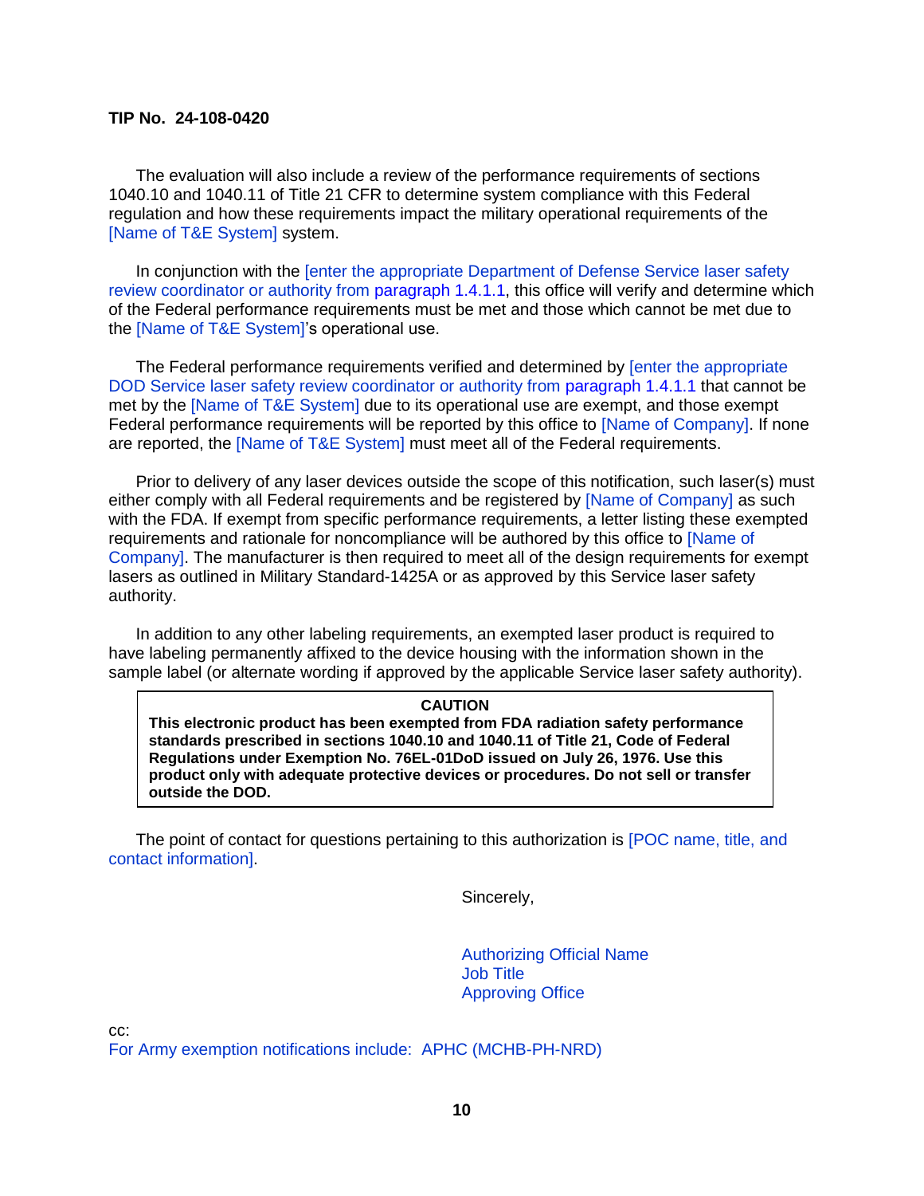The evaluation will also include a review of the performance requirements of sections 1040.10 and 1040.11 of Title 21 CFR to determine system compliance with this Federal regulation and how these requirements impact the military operational requirements of the [Name of T&E System] system.

In conjunction with the [enter the appropriate Department of Defense Service laser safety review coordinator or authority from paragraph 1.4.1.1, this office will verify and determine which of the Federal performance requirements must be met and those which cannot be met due to the [Name of T&E System]'s operational use.

The Federal performance requirements verified and determined by [enter the appropriate DOD Service laser safety review coordinator or authority from paragraph 1.4.1.1 that cannot be met by the [Name of T&E System] due to its operational use are exempt, and those exempt Federal performance requirements will be reported by this office to [Name of Company]. If none are reported, the [Name of T&E System] must meet all of the Federal requirements.

Prior to delivery of any laser devices outside the scope of this notification, such laser(s) must either comply with all Federal requirements and be registered by [Name of Company] as such with the FDA. If exempt from specific performance requirements, a letter listing these exempted requirements and rationale for noncompliance will be authored by this office to [Name of Company]. The manufacturer is then required to meet all of the design requirements for exempt lasers as outlined in Military Standard-1425A or as approved by this Service laser safety authority.

In addition to any other labeling requirements, an exempted laser product is required to have labeling permanently affixed to the device housing with the information shown in the sample label (or alternate wording if approved by the applicable Service laser safety authority).

| **CAUTION** |
|---|
| **This electronic product has been exempted from FDA radiation safety performance standards prescribed in sections 1040.10 and 1040.11 of Title 21, Code of Federal Regulations under Exemption No. 76EL-01DoD issued on July 26, 1976. Use this product only with adequate protective devices or procedures. Do not sell or transfer outside the DOD.** |

The point of contact for questions pertaining to this authorization is [POC name, title, and contact information].

Sincerely,

Authorizing Official Name
Job Title
Approving Office

cc:
For Army exemption notifications include: APHC (MCHB-PH-NRD)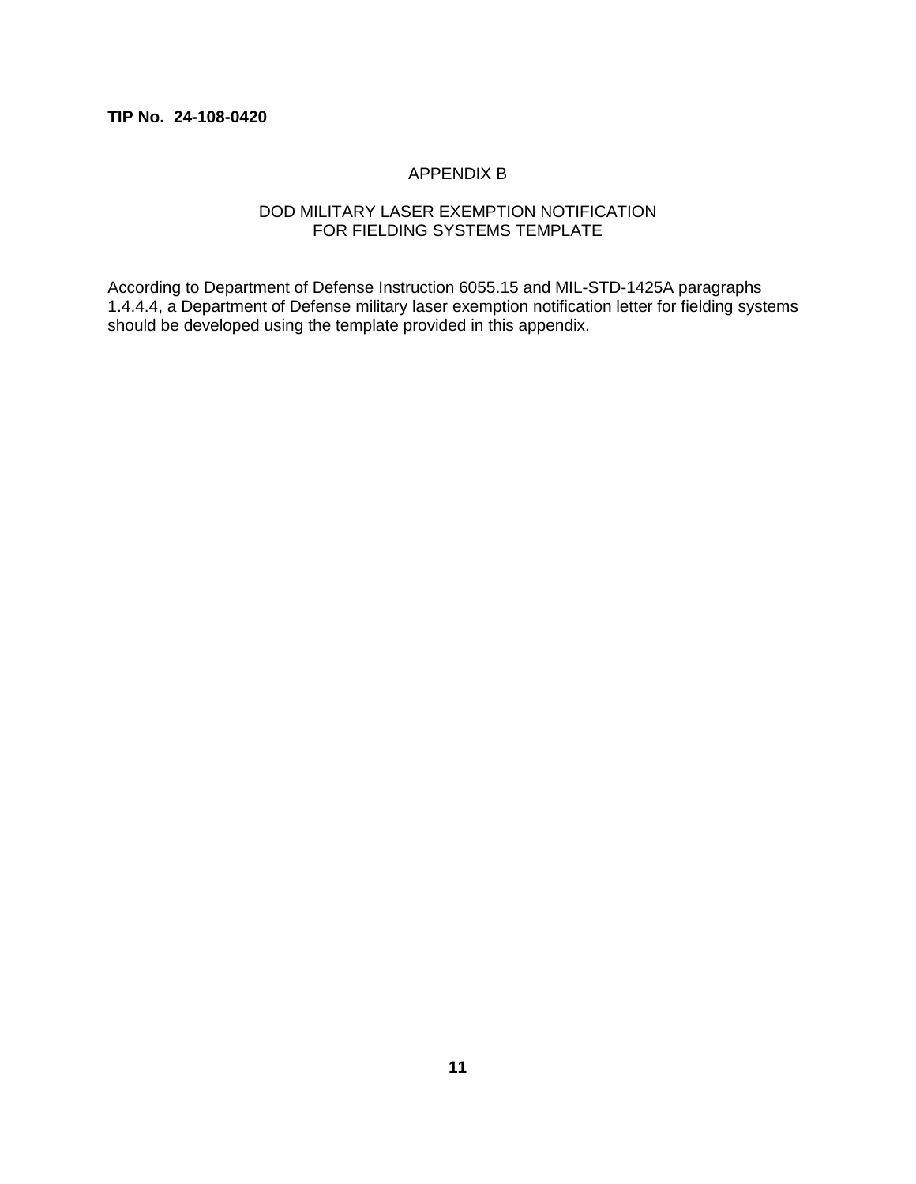**TIP No. 24-108-0420**

# APPENDIX B

## DOD MILITARY LASER EXEMPTION NOTIFICATION FOR FIELDING SYSTEMS TEMPLATE

According to Department of Defense Instruction 6055.15 and MIL-STD-1425A paragraphs 1.4.4.4, a Department of Defense military laser exemption notification letter for fielding systems should be developed using the template provided in this appendix.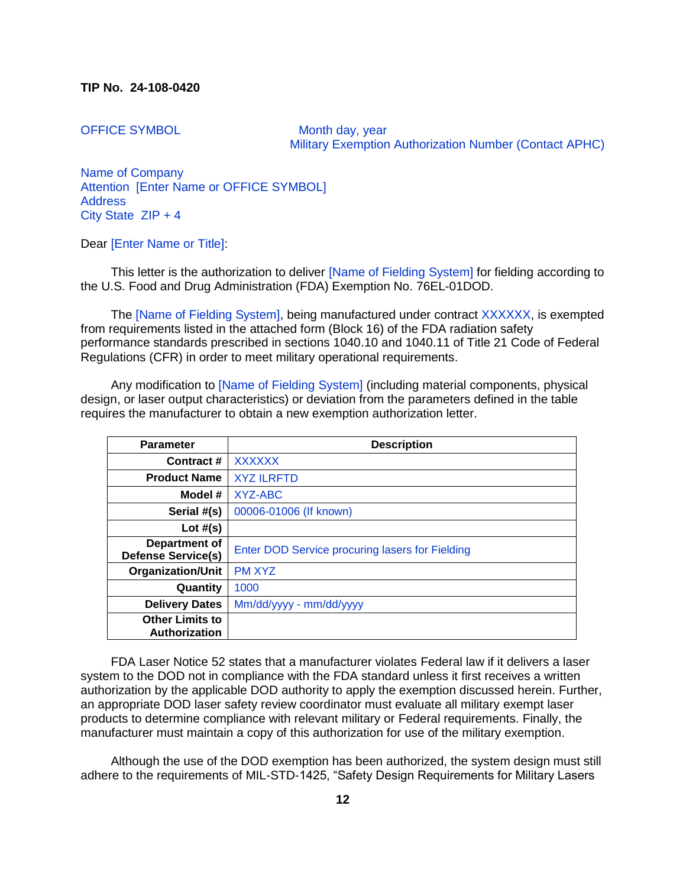**TIP No. 24-108-0420**

OFFICE SYMBOL

Month day, year
Military Exemption Authorization Number (Contact APHC)

Name of Company
Attention [Enter Name or OFFICE SYMBOL]
Address
City State ZIP + 4

Dear [Enter Name or Title]:

This letter is the authorization to deliver [Name of Fielding System] for fielding according to the U.S. Food and Drug Administration (FDA) Exemption No. 76EL-01DOD.

The [Name of Fielding System], being manufactured under contract XXXXXX, is exempted from requirements listed in the attached form (Block 16) of the FDA radiation safety performance standards prescribed in sections 1040.10 and 1040.11 of Title 21 Code of Federal Regulations (CFR) in order to meet military operational requirements.

Any modification to [Name of Fielding System] (including material components, physical design, or laser output characteristics) or deviation from the parameters defined in the table requires the manufacturer to obtain a new exemption authorization letter.

| Parameter | Description |
|---|---|
| **Contract #** | XXXXXX |
| **Product Name** | XYZ ILRFTD |
| **Model #** | XYZ-ABC |
| **Serial #(s)** | 00006-01006 (If known) |
| **Lot #(s)** | |
| **Department of Defense Service(s)** | Enter DOD Service procuring lasers for Fielding |
| **Organization/Unit** | PM XYZ |
| **Quantity** | 1000 |
| **Delivery Dates** | Mm/dd/yyyy - mm/dd/yyyy |
| **Other Limits to Authorization** | |

FDA Laser Notice 52 states that a manufacturer violates Federal law if it delivers a laser system to the DOD not in compliance with the FDA standard unless it first receives a written authorization by the applicable DOD authority to apply the exemption discussed herein. Further, an appropriate DOD laser safety review coordinator must evaluate all military exempt laser products to determine compliance with relevant military or Federal requirements. Finally, the manufacturer must maintain a copy of this authorization for use of the military exemption.

Although the use of the DOD exemption has been authorized, the system design must still adhere to the requirements of MIL-STD-1425, "Safety Design Requirements for Military Lasers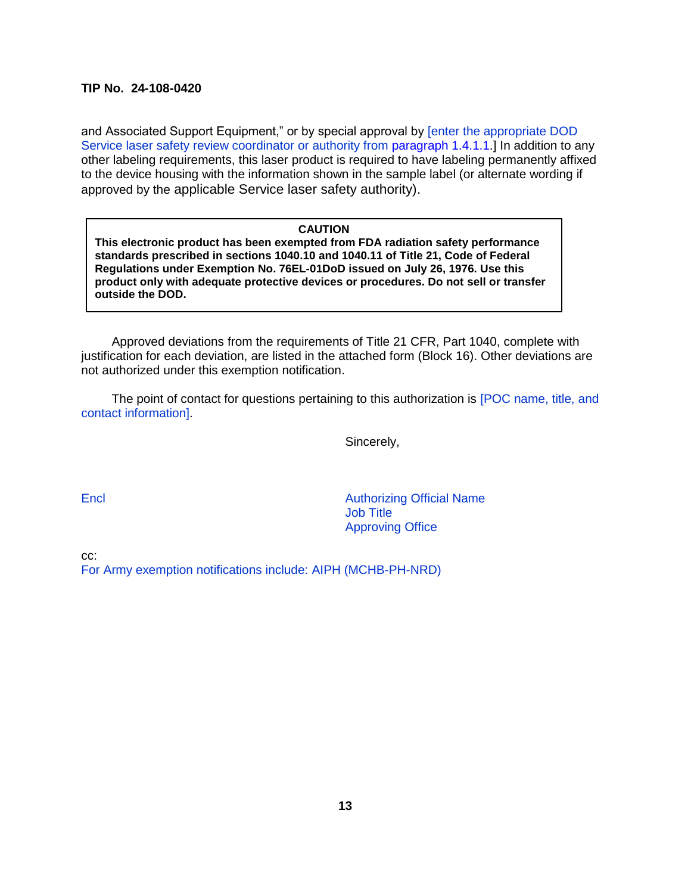and Associated Support Equipment," or by special approval by [enter the appropriate DOD Service laser safety review coordinator or authority from paragraph 1.4.1.1.] In addition to any other labeling requirements, this laser product is required to have labeling permanently affixed to the device housing with the information shown in the sample label (or alternate wording if approved by the applicable Service laser safety authority).

> **CAUTION**
> **This electronic product has been exempted from FDA radiation safety performance standards prescribed in sections 1040.10 and 1040.11 of Title 21, Code of Federal Regulations under Exemption No. 76EL-01DoD issued on July 26, 1976. Use this product only with adequate protective devices or procedures. Do not sell or transfer outside the DOD.**

Approved deviations from the requirements of Title 21 CFR, Part 1040, complete with justification for each deviation, are listed in the attached form (Block 16). Other deviations are not authorized under this exemption notification.

The point of contact for questions pertaining to this authorization is [POC name, title, and contact information].

Sincerely,

Encl

Authorizing Official Name
Job Title
Approving Office

cc:
For Army exemption notifications include: AIPH (MCHB-PH-NRD)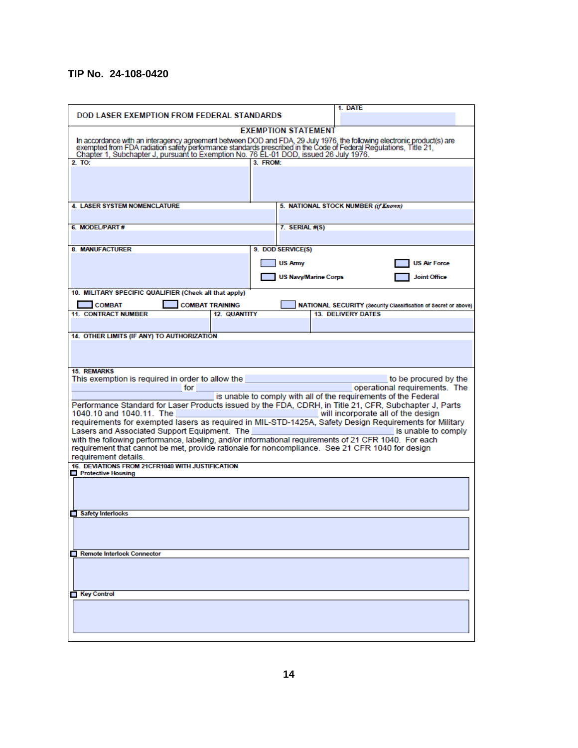**TIP No. 24-108-0420**

| DOD LASER EXEMPTION FROM FEDERAL STANDARDS | 1. DATE |
|---|---|

**EXEMPTION STATEMENT**

In accordance with an interagency agreement between DOD and FDA, 29 July 1976, the following electronic product(s) are exempted from FDA radiation safety performance standards prescribed in the Code of Federal Regulations, Title 21, Chapter 1, Subchapter J, pursuant to Exemption No. 76 EL-01 DOD, issued 26 July 1976.

| 2. TO: | 3. FROM: |
|---|---|
| | |

| 4. LASER SYSTEM NOMENCLATURE | 5. NATIONAL STOCK NUMBER *(if Known)* |
|---|---|
| | |

| 6. MODEL/PART # | 7. SERIAL #(S) |
|---|---|
| | |

| 8. MANUFACTURER | 9. DOD SERVICE(S) |
|---|---|
| | ☐ US Army ☐ US Air Force |
| | ☐ US Navy/Marine Corps ☐ Joint Office |

10. MILITARY SPECIFIC QUALIFIER (Check all that apply)

☐ COMBAT ☐ COMBAT TRAINING ☐ NATIONAL SECURITY (Security Classification of Secret or above)

| 11. CONTRACT NUMBER | 12. QUANTITY | 13. DELIVERY DATES |
|---|---|---|
| | | |

14. OTHER LIMITS (IF ANY) TO AUTHORIZATION

15. REMARKS

This exemption is required in order to allow the ______________ to be procured by the ______________ for ______________ operational requirements. The ______________ is unable to comply with all of the requirements of the Federal Performance Standard for Laser Products issued by the FDA, CDRH, in Title 21, CFR, Subchapter J, Parts 1040.10 and 1040.11. The ______________ will incorporate all of the design requirements for exempted lasers as required in MIL-STD-1425A, Safety Design Requirements for Military Lasers and Associated Support Equipment. The ______________ is unable to comply with the following performance, labeling, and/or informational requirements of 21 CFR 1040. For each requirement that cannot be met, provide rationale for noncompliance. See 21 CFR 1040 for design requirement details.

16. DEVIATIONS FROM 21CFR1040 WITH JUSTIFICATION

☐ Protective Housing

☐ Safety Interlocks

☐ Remote Interlock Connector

☐ Key Control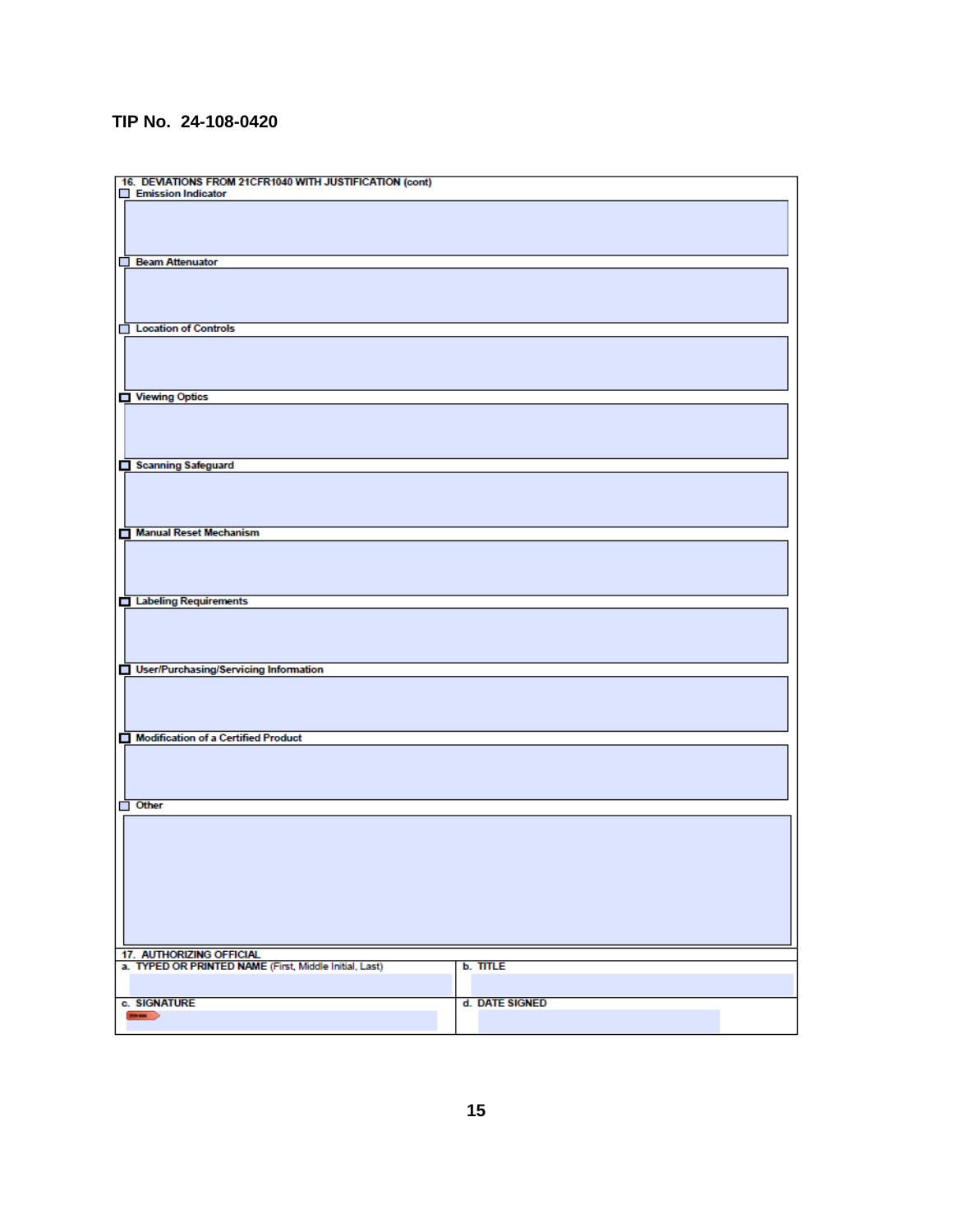**TIP No. 24-108-0420**

**16. DEVIATIONS FROM 21CFR1040 WITH JUSTIFICATION (cont)**

☐ Emission Indicator

☐ Beam Attenuator

☐ Location of Controls

☐ Viewing Optics

☐ Scanning Safeguard

☐ Manual Reset Mechanism

☐ Labeling Requirements

☐ User/Purchasing/Servicing Information

☐ Modification of a Certified Product

☐ Other

**17. AUTHORIZING OFFICIAL**

| a. TYPED OR PRINTED NAME (First, Middle Initial, Last) | b. TITLE |
| --- | --- |
| | |
| c. SIGNATURE | d. DATE SIGNED |
| | |